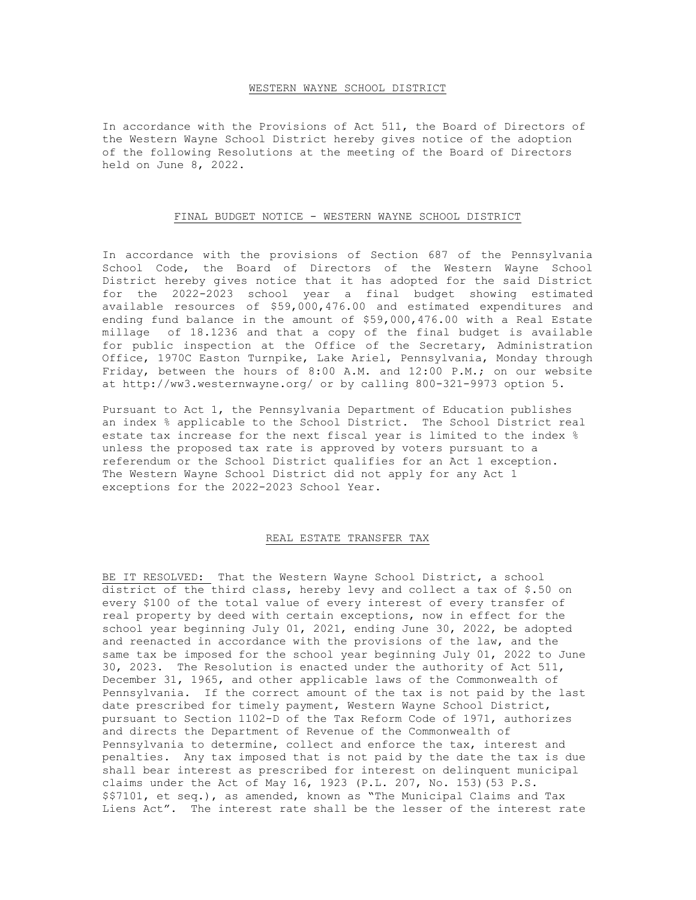## WESTERN WAYNE SCHOOL DISTRICT

In accordance with the Provisions of Act 511, the Board of Directors of the Western Wayne School District hereby gives notice of the adoption of the following Resolutions at the meeting of the Board of Directors held on June 8, 2022.

## FINAL BUDGET NOTICE - WESTERN WAYNE SCHOOL DISTRICT

In accordance with the provisions of Section 687 of the Pennsylvania School Code, the Board of Directors of the Western Wayne School District hereby gives notice that it has adopted for the said District for the 2022-2023 school year a final budget showing estimated available resources of $59,000,476.00 and estimated expenditures and ending fund balance in the amount of $59,000,476.00 with a Real Estate millage of 18.1236 and that a copy of the final budget is available for public inspection at the Office of the Secretary, Administration Office, 1970C Easton Turnpike, Lake Ariel, Pennsylvania, Monday through Friday, between the hours of 8:00 A.M. and 12:00 P.M.; on our website at http://ww3.westernwayne.org/ or by calling 800-321-9973 option 5.

Pursuant to Act 1, the Pennsylvania Department of Education publishes an index % applicable to the School District. The School District real estate tax increase for the next fiscal year is limited to the index % unless the proposed tax rate is approved by voters pursuant to a referendum or the School District qualifies for an Act 1 exception. The Western Wayne School District did not apply for any Act 1 exceptions for the 2022-2023 School Year.

## REAL ESTATE TRANSFER TAX

BE IT RESOLVED: That the Western Wayne School District, a school district of the third class, hereby levy and collect a tax of $.50 on every $100 of the total value of every interest of every transfer of real property by deed with certain exceptions, now in effect for the school year beginning July 01, 2021, ending June 30, 2022, be adopted and reenacted in accordance with the provisions of the law, and the same tax be imposed for the school year beginning July 01, 2022 to June 30, 2023. The Resolution is enacted under the authority of Act 511, December 31, 1965, and other applicable laws of the Commonwealth of Pennsylvania. If the correct amount of the tax is not paid by the last date prescribed for timely payment, Western Wayne School District, pursuant to Section 1102-D of the Tax Reform Code of 1971, authorizes and directs the Department of Revenue of the Commonwealth of Pennsylvania to determine, collect and enforce the tax, interest and penalties. Any tax imposed that is not paid by the date the tax is due shall bear interest as prescribed for interest on delinquent municipal claims under the Act of May 16, 1923 (P.L. 207, No. 153)(53 P.S. $$7101, et seq.), as amended, known as "The Municipal Claims and Tax Liens Act". The interest rate shall be the lesser of the interest rate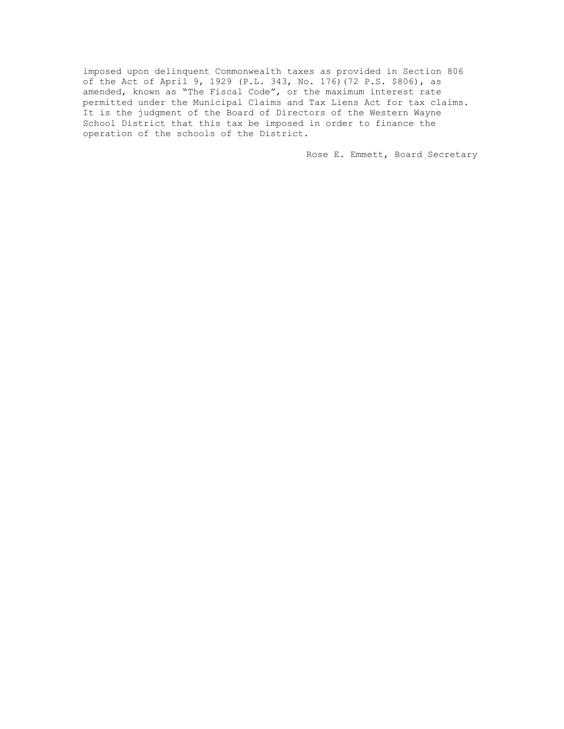imposed upon delinquent Commonwealth taxes as provided in Section 806 of the Act of April 9, 1929 (P.L. 343, No. 176)(72 P.S. $806), as amended, known as "The Fiscal Code", or the maximum interest rate permitted under the Municipal Claims and Tax Liens Act for tax claims. It is the judgment of the Board of Directors of the Western Wayne School District that this tax be imposed in order to finance the operation of the schools of the District.

Rose E. Emmett, Board Secretary